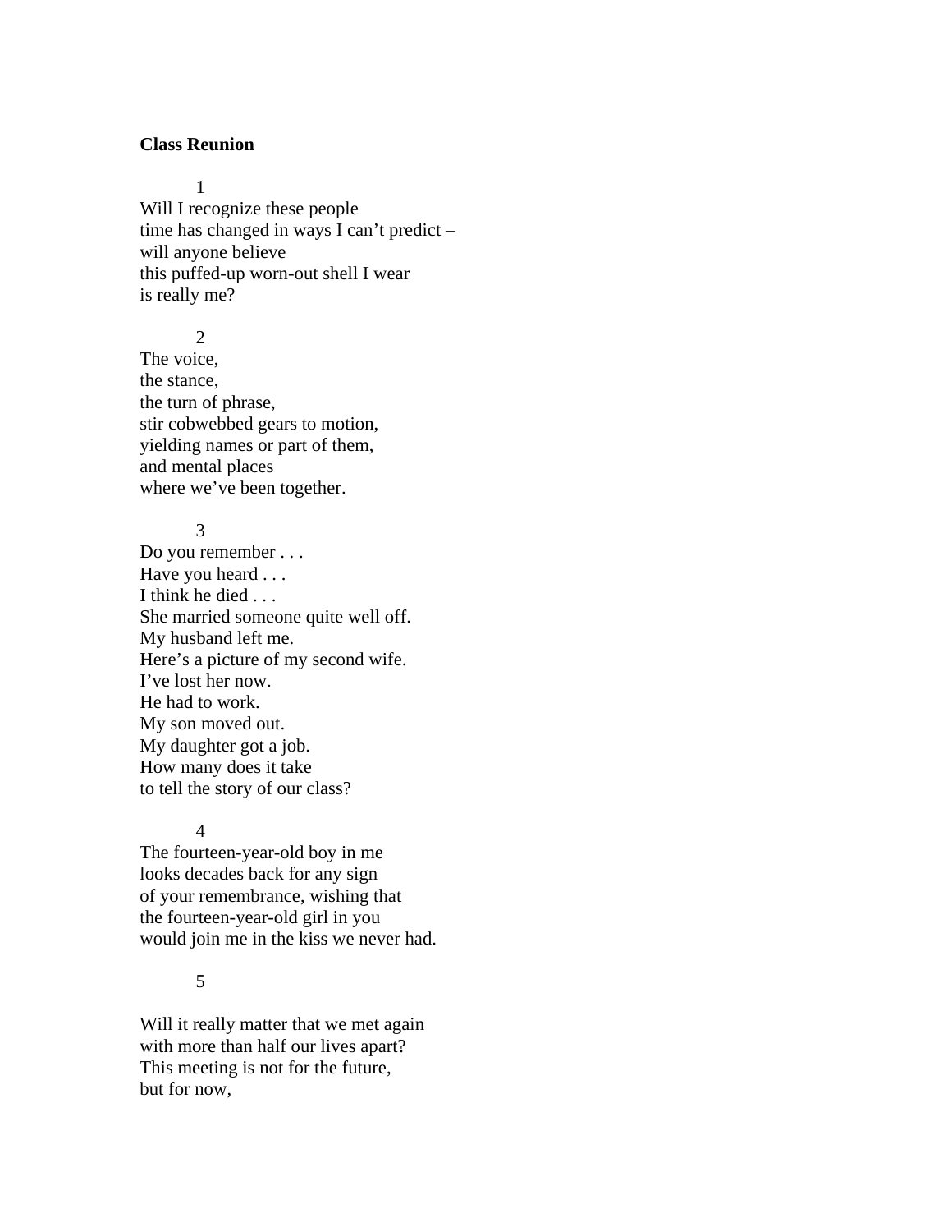**Class Reunion**

1

Will I recognize these people  
time has changed in ways I can't predict –  
will anyone believe  
this puffed-up worn-out shell I wear  
is really me?

2

The voice,  
the stance,  
the turn of phrase,  
stir cobwebbed gears to motion,  
yielding names or part of them,  
and mental places  
where we've been together.

3

Do you remember . . .  
Have you heard . . .  
I think he died . . .  
She married someone quite well off.  
My husband left me.  
Here's a picture of my second wife.  
I've lost her now.  
He had to work.  
My son moved out.  
My daughter got a job.  
How many does it take  
to tell the story of our class?

4

The fourteen-year-old boy in me  
looks decades back for any sign  
of your remembrance, wishing that  
the fourteen-year-old girl in you  
would join me in the kiss we never had.

5

Will it really matter that we met again  
with more than half our lives apart?  
This meeting is not for the future,  
but for now,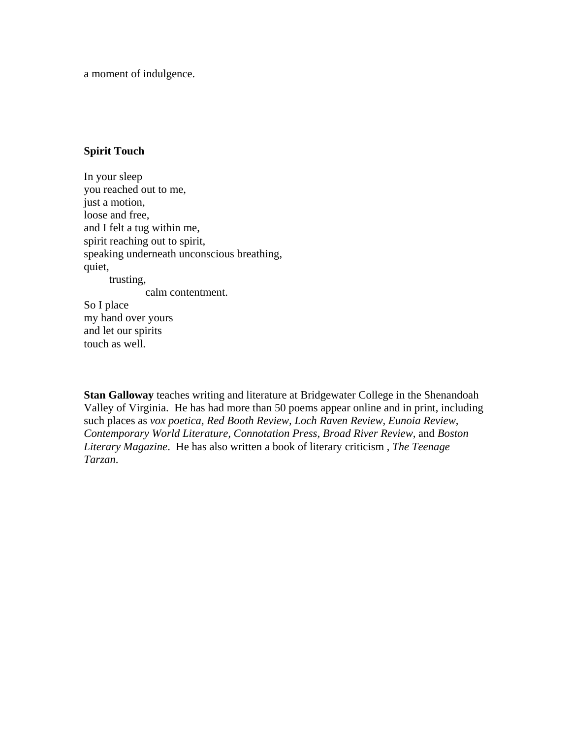a moment of indulgence.

**Spirit Touch**

In your sleep  
you reached out to me,  
just a motion,  
loose and free,  
and I felt a tug within me,  
spirit reaching out to spirit,  
speaking underneath unconscious breathing,  
quiet,  
&nbsp;&nbsp;&nbsp;&nbsp;&nbsp;&nbsp;&nbsp;&nbsp;trusting,  
&nbsp;&nbsp;&nbsp;&nbsp;&nbsp;&nbsp;&nbsp;&nbsp;&nbsp;&nbsp;&nbsp;&nbsp;&nbsp;&nbsp;&nbsp;&nbsp;&nbsp;&nbsp;&nbsp;&nbsp;calm contentment.  
So I place  
my hand over yours  
and let our spirits  
touch as well.

**Stan Galloway** teaches writing and literature at Bridgewater College in the Shenandoah Valley of Virginia. He has had more than 50 poems appear online and in print, including such places as *vox poetica, Red Booth Review, Loch Raven Review, Eunoia Review, Contemporary World Literature, Connotation Press, Broad River Review,* and *Boston Literary Magazine*. He has also written a book of literary criticism , *The Teenage Tarzan*.